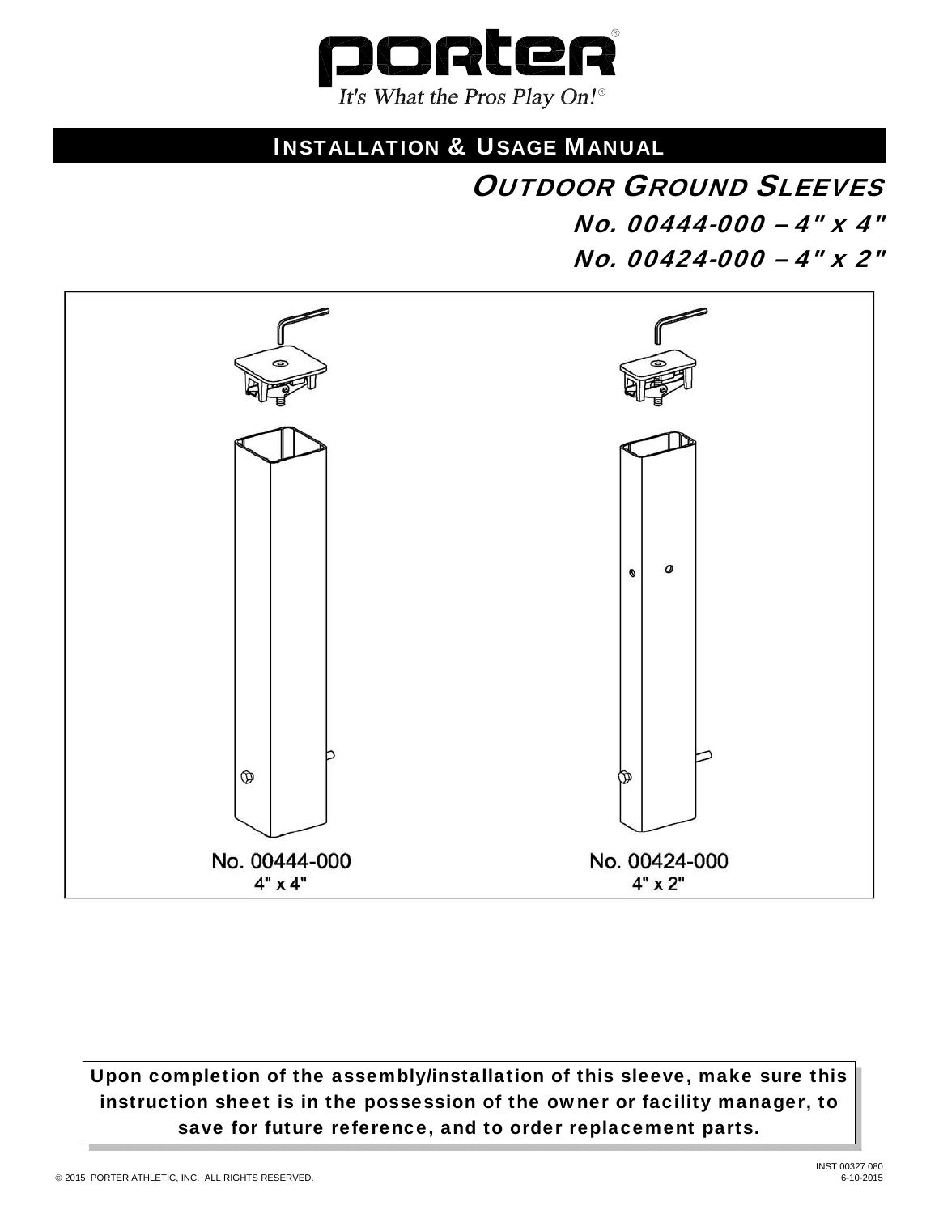porter®

*It's What the Pros Play On!®*

# INSTALLATION & USAGE MANUAL

## OUTDOOR GROUND SLEEVES

### No. 00444-000 – 4" x 4"

### No. 00424-000 – 4" x 2"

No. 00444-000
4" x 4"

No. 00424-000
4" x 2"

**Upon completion of the assembly/installation of this sleeve, make sure this instruction sheet is in the possession of the owner or facility manager, to save for future reference, and to order replacement parts.**

© 2015 PORTER ATHLETIC, INC. ALL RIGHTS RESERVED.

INST 00327 080
6-10-2015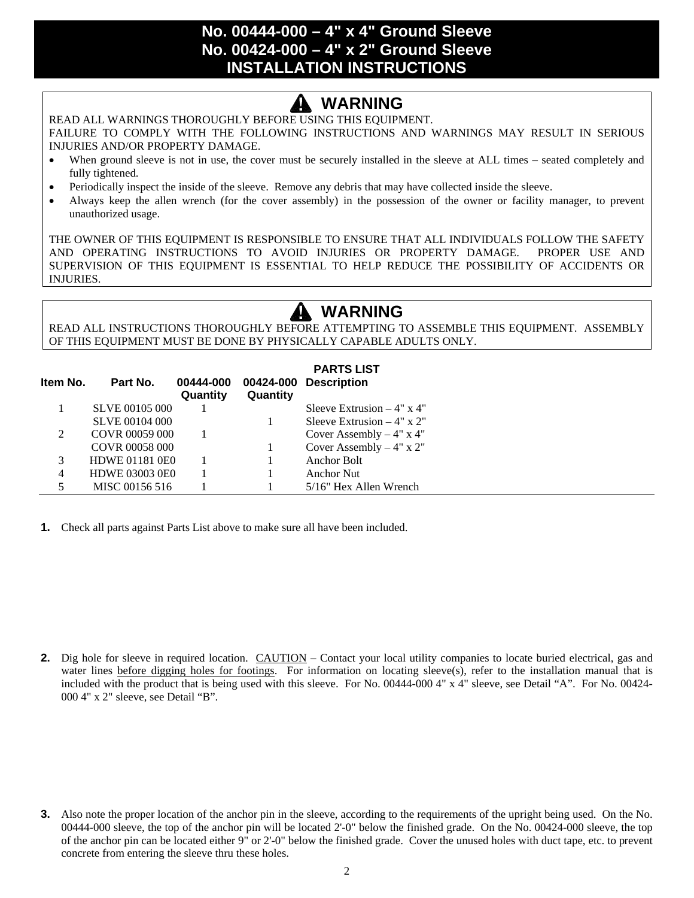# No. 00444-000 – 4" x 4" Ground Sleeve
# No. 00424-000 – 4" x 2" Ground Sleeve
# INSTALLATION INSTRUCTIONS

## ⚠ WARNING

READ ALL WARNINGS THOROUGHLY BEFORE USING THIS EQUIPMENT.

FAILURE TO COMPLY WITH THE FOLLOWING INSTRUCTIONS AND WARNINGS MAY RESULT IN SERIOUS INJURIES AND/OR PROPERTY DAMAGE.

- When ground sleeve is not in use, the cover must be securely installed in the sleeve at ALL times – seated completely and fully tightened.
- Periodically inspect the inside of the sleeve. Remove any debris that may have collected inside the sleeve.
- Always keep the allen wrench (for the cover assembly) in the possession of the owner or facility manager, to prevent unauthorized usage.

THE OWNER OF THIS EQUIPMENT IS RESPONSIBLE TO ENSURE THAT ALL INDIVIDUALS FOLLOW THE SAFETY AND OPERATING INSTRUCTIONS TO AVOID INJURIES OR PROPERTY DAMAGE. PROPER USE AND SUPERVISION OF THIS EQUIPMENT IS ESSENTIAL TO HELP REDUCE THE POSSIBILITY OF ACCIDENTS OR INJURIES.

## ⚠ WARNING

READ ALL INSTRUCTIONS THOROUGHLY BEFORE ATTEMPTING TO ASSEMBLE THIS EQUIPMENT. ASSEMBLY OF THIS EQUIPMENT MUST BE DONE BY PHYSICALLY CAPABLE ADULTS ONLY.

### PARTS LIST

| Item No. | Part No. | 00444-000 Quantity | 00424-000 Quantity | Description |
|---|---|---|---|---|
| 1 | SLVE 00105 000 | 1 | | Sleeve Extrusion – 4" x 4" |
| | SLVE 00104 000 | | 1 | Sleeve Extrusion – 4" x 2" |
| 2 | COVR 00059 000 | 1 | | Cover Assembly – 4" x 4" |
| | COVR 00058 000 | | 1 | Cover Assembly – 4" x 2" |
| 3 | HDWE 01181 0E0 | 1 | 1 | Anchor Bolt |
| 4 | HDWE 03003 0E0 | 1 | 1 | Anchor Nut |
| 5 | MISC 00156 516 | 1 | 1 | 5/16" Hex Allen Wrench |

**1.** Check all parts against Parts List above to make sure all have been included.

**2.** Dig hole for sleeve in required location. CAUTION – Contact your local utility companies to locate buried electrical, gas and water lines before digging holes for footings. For information on locating sleeve(s), refer to the installation manual that is included with the product that is being used with this sleeve. For No. 00444-000 4" x 4" sleeve, see Detail "A". For No. 00424-000 4" x 2" sleeve, see Detail "B".

**3.** Also note the proper location of the anchor pin in the sleeve, according to the requirements of the upright being used. On the No. 00444-000 sleeve, the top of the anchor pin will be located 2'-0" below the finished grade. On the No. 00424-000 sleeve, the top of the anchor pin can be located either 9" or 2'-0" below the finished grade. Cover the unused holes with duct tape, etc. to prevent concrete from entering the sleeve thru these holes.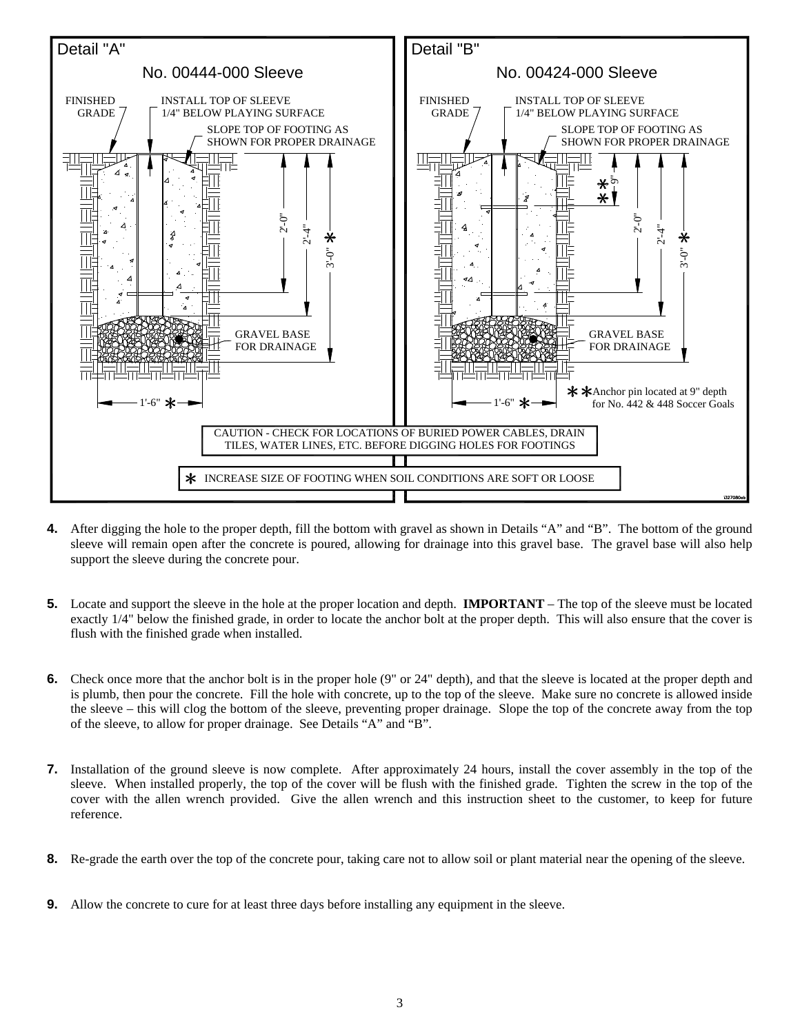## Detail "A"

### No. 00444-000 Sleeve

FINISHED GRADE

INSTALL TOP OF SLEEVE 1/4" BELOW PLAYING SURFACE

SLOPE TOP OF FOOTING AS SHOWN FOR PROPER DRAINAGE

2'-0"

2'-4"

3'-0" *

GRAVEL BASE FOR DRAINAGE

1'-6" *

## Detail "B"

### No. 00424-000 Sleeve

FINISHED GRADE

INSTALL TOP OF SLEEVE 1/4" BELOW PLAYING SURFACE

SLOPE TOP OF FOOTING AS SHOWN FOR PROPER DRAINAGE

** 9"

2'-0"

2'-4"

3'-0" *

GRAVEL BASE FOR DRAINAGE

1'-6" *

** Anchor pin located at 9" depth for No. 442 & 448 Soccer Goals

CAUTION - CHECK FOR LOCATIONS OF BURIED POWER CABLES, DRAIN TILES, WATER LINES, ETC. BEFORE DIGGING HOLES FOR FOOTINGS

* INCREASE SIZE OF FOOTING WHEN SOIL CONDITIONS ARE SOFT OR LOOSE

**4.** After digging the hole to the proper depth, fill the bottom with gravel as shown in Details “A” and “B”. The bottom of the ground sleeve will remain open after the concrete is poured, allowing for drainage into this gravel base. The gravel base will also help support the sleeve during the concrete pour.

**5.** Locate and support the sleeve in the hole at the proper location and depth. **IMPORTANT** – The top of the sleeve must be located exactly 1/4" below the finished grade, in order to locate the anchor bolt at the proper depth. This will also ensure that the cover is flush with the finished grade when installed.

**6.** Check once more that the anchor bolt is in the proper hole (9" or 24" depth), and that the sleeve is located at the proper depth and is plumb, then pour the concrete. Fill the hole with concrete, up to the top of the sleeve. Make sure no concrete is allowed inside the sleeve – this will clog the bottom of the sleeve, preventing proper drainage. Slope the top of the concrete away from the top of the sleeve, to allow for proper drainage. See Details “A” and “B”.

**7.** Installation of the ground sleeve is now complete. After approximately 24 hours, install the cover assembly in the top of the sleeve. When installed properly, the top of the cover will be flush with the finished grade. Tighten the screw in the top of the cover with the allen wrench provided. Give the allen wrench and this instruction sheet to the customer, to keep for future reference.

**8.** Re-grade the earth over the top of the concrete pour, taking care not to allow soil or plant material near the opening of the sleeve.

**9.** Allow the concrete to cure for at least three days before installing any equipment in the sleeve.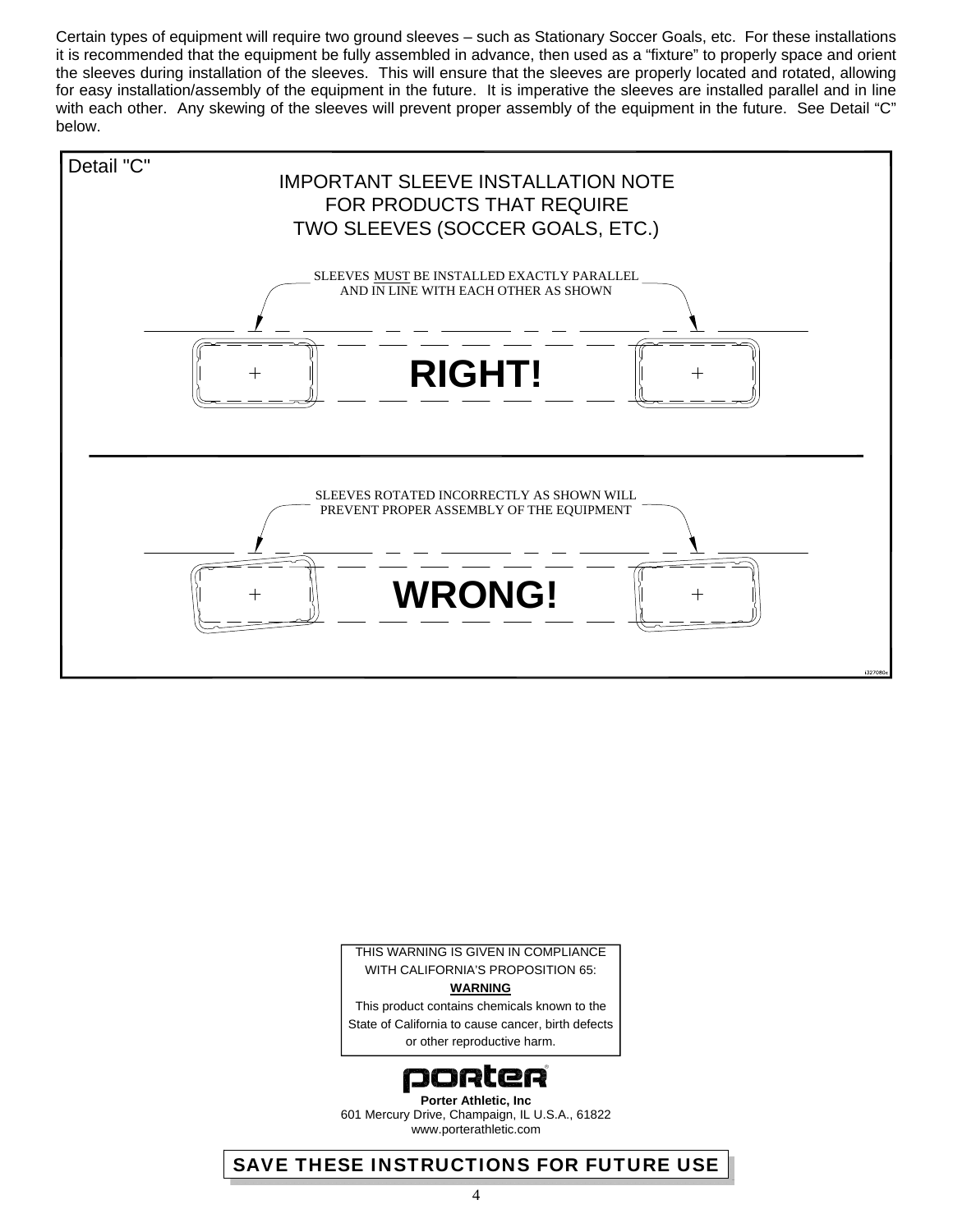Certain types of equipment will require two ground sleeves – such as Stationary Soccer Goals, etc. For these installations it is recommended that the equipment be fully assembled in advance, then used as a "fixture" to properly space and orient the sleeves during installation of the sleeves. This will ensure that the sleeves are properly located and rotated, allowing for easy installation/assembly of the equipment in the future. It is imperative the sleeves are installed parallel and in line with each other. Any skewing of the sleeves will prevent proper assembly of the equipment in the future. See Detail "C" below.

Detail "C"

IMPORTANT SLEEVE INSTALLATION NOTE
FOR PRODUCTS THAT REQUIRE
TWO SLEEVES (SOCCER GOALS, ETC.)

SLEEVES MUST BE INSTALLED EXACTLY PARALLEL AND IN LINE WITH EACH OTHER AS SHOWN

**RIGHT!**

SLEEVES ROTATED INCORRECTLY AS SHOWN WILL PREVENT PROPER ASSEMBLY OF THE EQUIPMENT

**WRONG!**

i327080c

THIS WARNING IS GIVEN IN COMPLIANCE WITH CALIFORNIA'S PROPOSITION 65:
**WARNING**
This product contains chemicals known to the State of California to cause cancer, birth defects or other reproductive harm.

porter®

**Porter Athletic, Inc**
601 Mercury Drive, Champaign, IL U.S.A., 61822
www.porterathletic.com

**SAVE THESE INSTRUCTIONS FOR FUTURE USE**